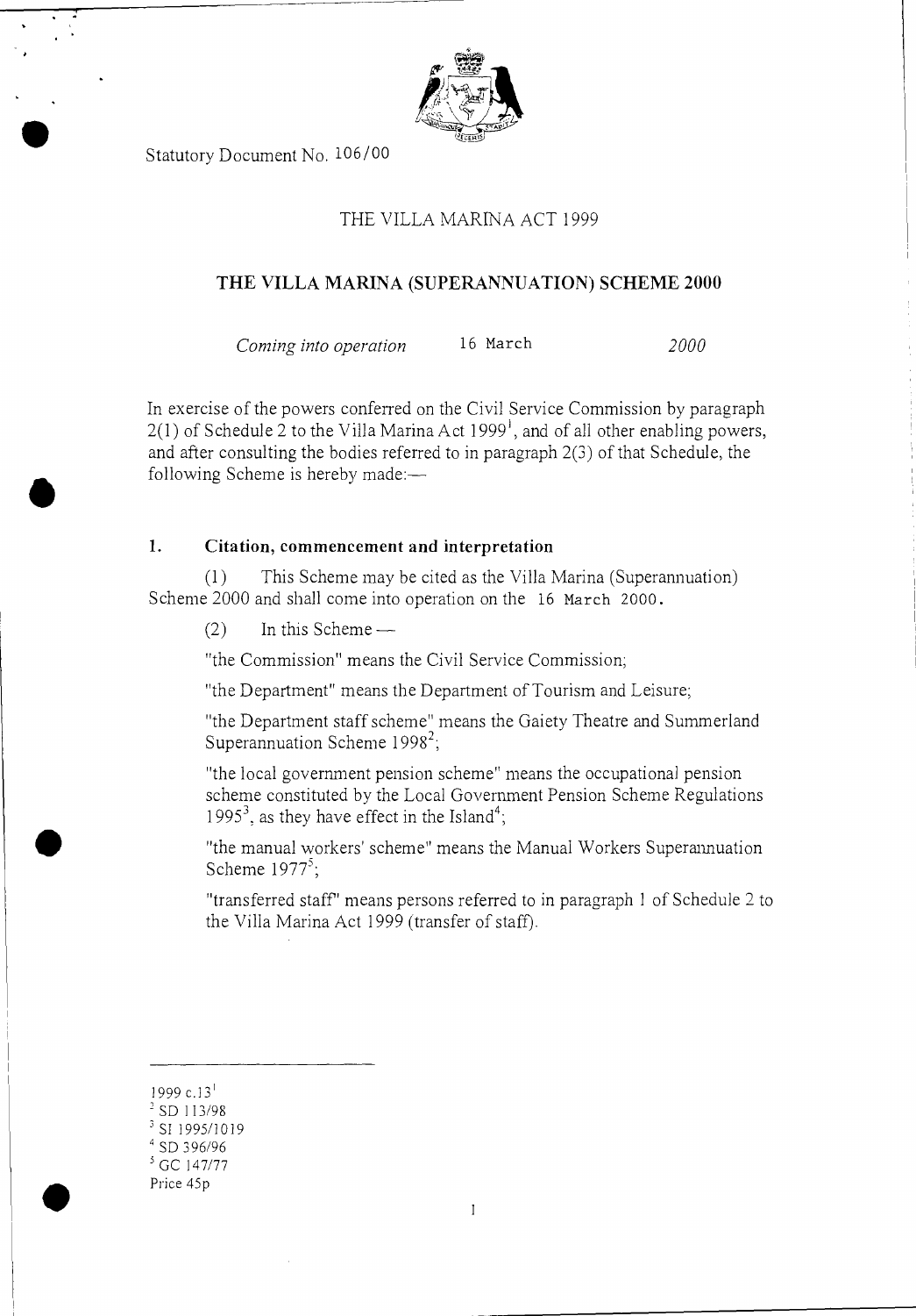Statutory Document No. 106/00

# THE VILLA MARINA ACT 1999

## THE VILLA MARINA (SUPERANNUATION) SCHEME 2000

*Coming into operation* 16 March *2000*

In exercise of the powers conferred on the Civil Service Commission by paragraph 2(1) of Schedule 2 to the Villa Marina Act 1999[1], and of all other enabling powers, and after consulting the bodies referred to in paragraph 2(3) of that Schedule, the following Scheme is hereby made:—

### 1. Citation, commencement and interpretation

(1) This Scheme may be cited as the Villa Marina (Superannuation) Scheme 2000 and shall come into operation on the 16 March 2000.

(2) In this Scheme —

"the Commission" means the Civil Service Commission;

"the Department" means the Department of Tourism and Leisure;

"the Department staff scheme" means the Gaiety Theatre and Summerland Superannuation Scheme 1998[2];

"the local government pension scheme" means the occupational pension scheme constituted by the Local Government Pension Scheme Regulations 1995[3], as they have effect in the Island[4];

"the manual workers' scheme" means the Manual Workers Superannuation Scheme 1977[5];

"transferred staff" means persons referred to in paragraph 1 of Schedule 2 to the Villa Marina Act 1999 (transfer of staff).

---

[1] 1999 c.13
[2] SD 113/98
[3] SI 1995/1019
[4] SD 396/96
[5] GC 147/77

Price 45p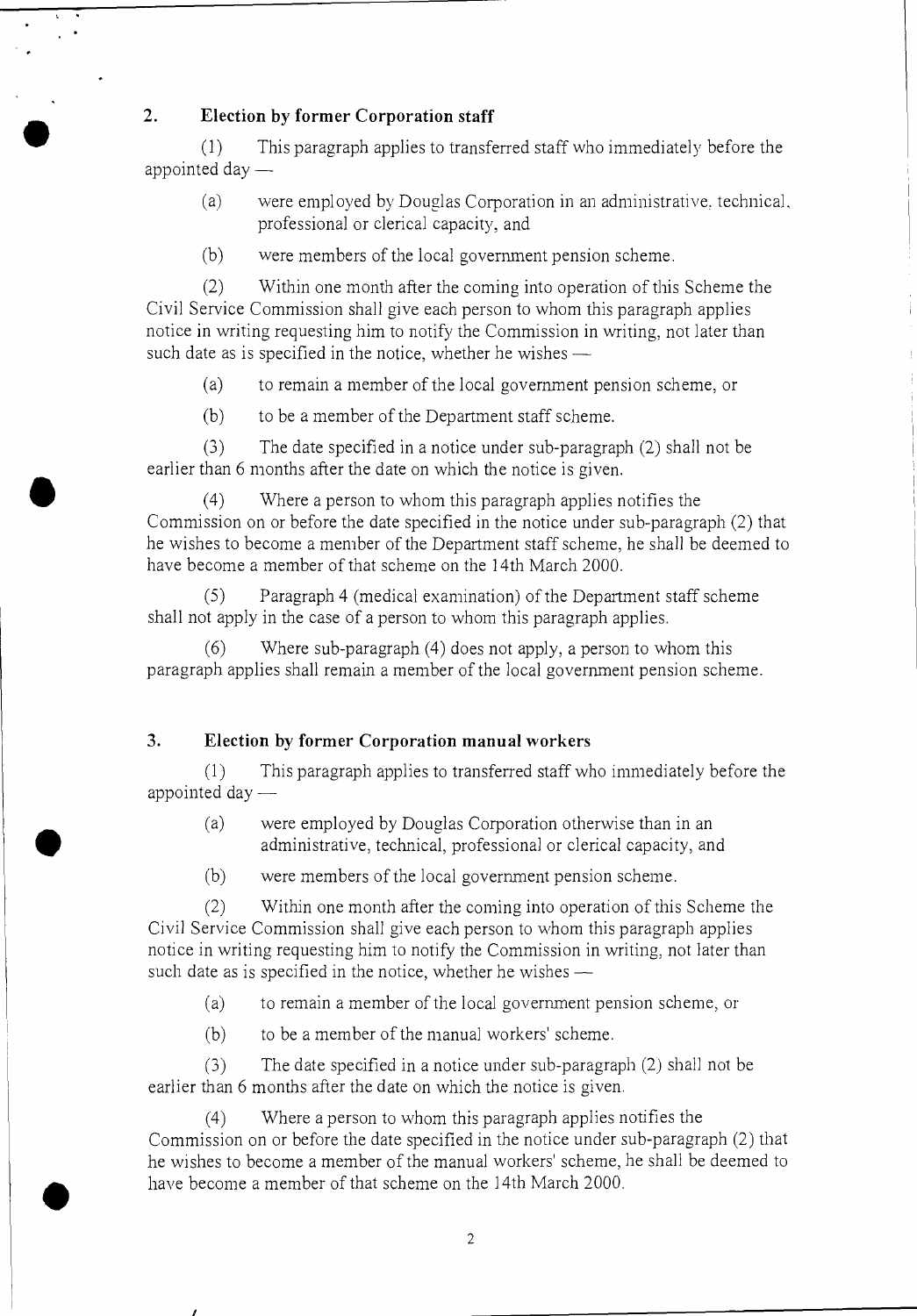## 2. Election by former Corporation staff

(1) This paragraph applies to transferred staff who immediately before the appointed day —

(a) were employed by Douglas Corporation in an administrative, technical, professional or clerical capacity, and

(b) were members of the local government pension scheme.

(2) Within one month after the coming into operation of this Scheme the Civil Service Commission shall give each person to whom this paragraph applies notice in writing requesting him to notify the Commission in writing, not later than such date as is specified in the notice, whether he wishes —

(a) to remain a member of the local government pension scheme, or

(b) to be a member of the Department staff scheme.

(3) The date specified in a notice under sub-paragraph (2) shall not be earlier than 6 months after the date on which the notice is given.

(4) Where a person to whom this paragraph applies notifies the Commission on or before the date specified in the notice under sub-paragraph (2) that he wishes to become a member of the Department staff scheme, he shall be deemed to have become a member of that scheme on the 14th March 2000.

(5) Paragraph 4 (medical examination) of the Department staff scheme shall not apply in the case of a person to whom this paragraph applies.

(6) Where sub-paragraph (4) does not apply, a person to whom this paragraph applies shall remain a member of the local government pension scheme.

## 3. Election by former Corporation manual workers

(1) This paragraph applies to transferred staff who immediately before the appointed day —

(a) were employed by Douglas Corporation otherwise than in an administrative, technical, professional or clerical capacity, and

(b) were members of the local government pension scheme.

(2) Within one month after the coming into operation of this Scheme the Civil Service Commission shall give each person to whom this paragraph applies notice in writing requesting him to notify the Commission in writing, not later than such date as is specified in the notice, whether he wishes —

(a) to remain a member of the local government pension scheme, or

(b) to be a member of the manual workers' scheme.

(3) The date specified in a notice under sub-paragraph (2) shall not be earlier than 6 months after the date on which the notice is given.

(4) Where a person to whom this paragraph applies notifies the Commission on or before the date specified in the notice under sub-paragraph (2) that he wishes to become a member of the manual workers' scheme, he shall be deemed to have become a member of that scheme on the 14th March 2000.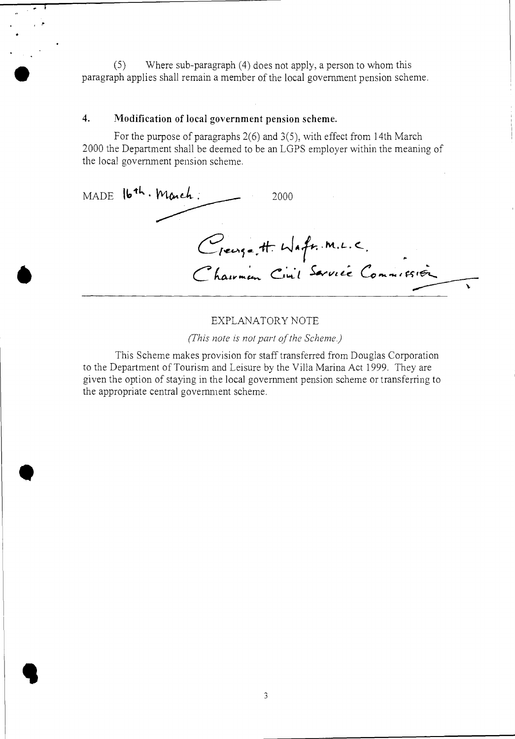(5) Where sub-paragraph (4) does not apply, a person to whom this paragraph applies shall remain a member of the local government pension scheme.

## 4. Modification of local government pension scheme.

For the purpose of paragraphs 2(6) and 3(5), with effect from 14th March 2000 the Department shall be deemed to be an LGPS employer within the meaning of the local government pension scheme.

MADE 16th. March 2000

George H. Waft. M.L.C.
Chairman Civil Service Commission

---

EXPLANATORY NOTE

*(This note is not part of the Scheme.)*

This Scheme makes provision for staff transferred from Douglas Corporation to the Department of Tourism and Leisure by the Villa Marina Act 1999. They are given the option of staying in the local government pension scheme or transferring to the appropriate central government scheme.